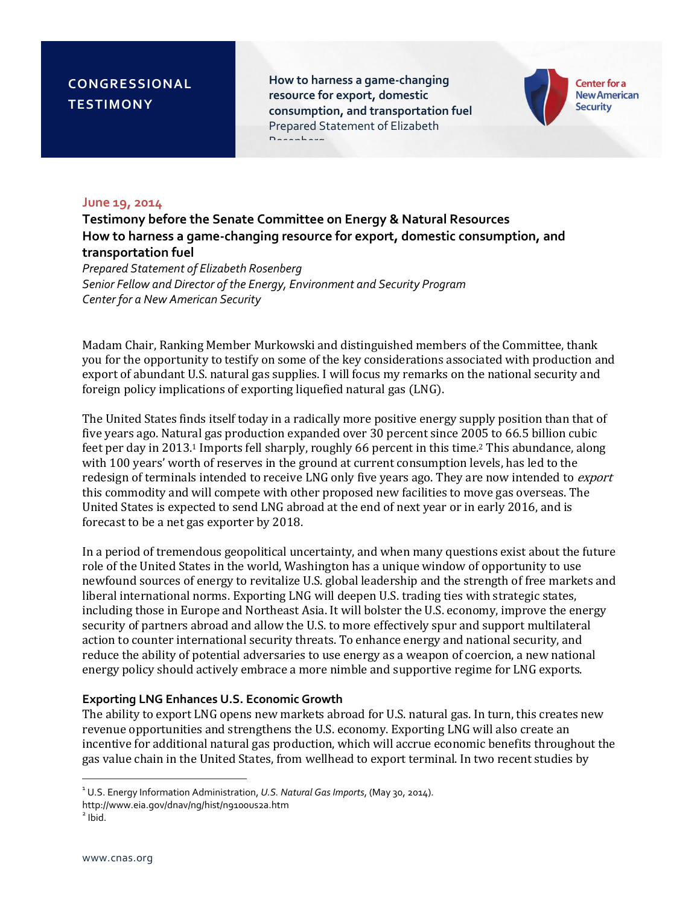CONGRESSIONAL TESTIMONY

How to harness a game-changing resource for export, domestic consumption, and transportation fuel
Prepared Statement of Elizabeth Rosenberg

June 19, 2014

**Testimony before the Senate Committee on Energy & Natural Resources**
**How to harness a game-changing resource for export, domestic consumption, and transportation fuel**

*Prepared Statement of Elizabeth Rosenberg*
*Senior Fellow and Director of the Energy, Environment and Security Program*
*Center for a New American Security*

Madam Chair, Ranking Member Murkowski and distinguished members of the Committee, thank you for the opportunity to testify on some of the key considerations associated with production and export of abundant U.S. natural gas supplies. I will focus my remarks on the national security and foreign policy implications of exporting liquefied natural gas (LNG).

The United States finds itself today in a radically more positive energy supply position than that of five years ago. Natural gas production expanded over 30 percent since 2005 to 66.5 billion cubic feet per day in 2013.[1] Imports fell sharply, roughly 66 percent in this time.[2] This abundance, along with 100 years' worth of reserves in the ground at current consumption levels, has led to the redesign of terminals intended to receive LNG only five years ago. They are now intended to *export* this commodity and will compete with other proposed new facilities to move gas overseas. The United States is expected to send LNG abroad at the end of next year or in early 2016, and is forecast to be a net gas exporter by 2018.

In a period of tremendous geopolitical uncertainty, and when many questions exist about the future role of the United States in the world, Washington has a unique window of opportunity to use newfound sources of energy to revitalize U.S. global leadership and the strength of free markets and liberal international norms. Exporting LNG will deepen U.S. trading ties with strategic states, including those in Europe and Northeast Asia. It will bolster the U.S. economy, improve the energy security of partners abroad and allow the U.S. to more effectively spur and support multilateral action to counter international security threats. To enhance energy and national security, and reduce the ability of potential adversaries to use energy as a weapon of coercion, a new national energy policy should actively embrace a more nimble and supportive regime for LNG exports.

**Exporting LNG Enhances U.S. Economic Growth**

The ability to export LNG opens new markets abroad for U.S. natural gas. In turn, this creates new revenue opportunities and strengthens the U.S. economy. Exporting LNG will also create an incentive for additional natural gas production, which will accrue economic benefits throughout the gas value chain in the United States, from wellhead to export terminal. In two recent studies by

---

[1] U.S. Energy Information Administration, *U.S. Natural Gas Imports*, (May 30, 2014). http://www.eia.gov/dnav/ng/hist/n9100us2a.htm

[2] Ibid.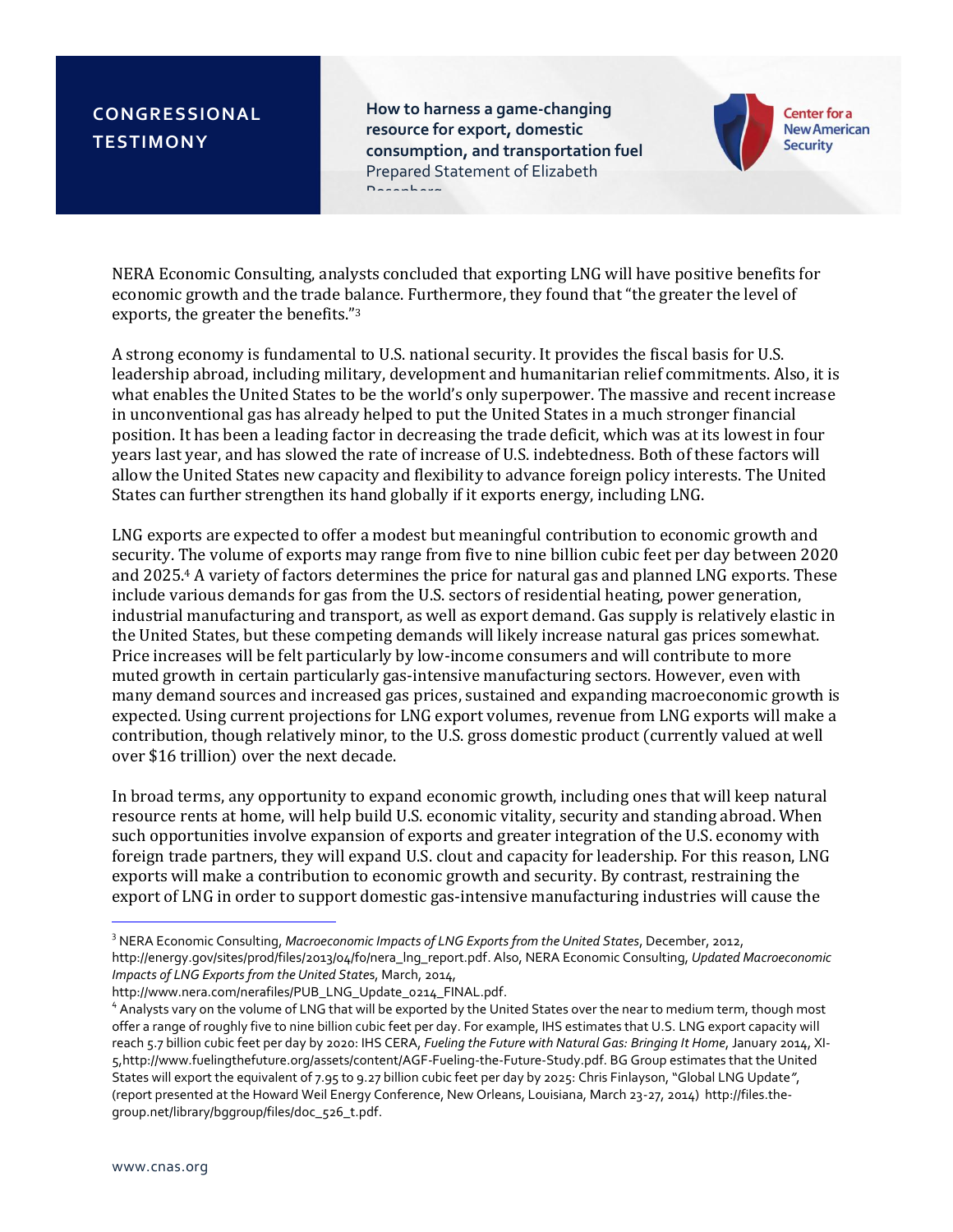NERA Economic Consulting, analysts concluded that exporting LNG will have positive benefits for economic growth and the trade balance. Furthermore, they found that "the greater the level of exports, the greater the benefits."[3]

A strong economy is fundamental to U.S. national security. It provides the fiscal basis for U.S. leadership abroad, including military, development and humanitarian relief commitments. Also, it is what enables the United States to be the world's only superpower. The massive and recent increase in unconventional gas has already helped to put the United States in a much stronger financial position. It has been a leading factor in decreasing the trade deficit, which was at its lowest in four years last year, and has slowed the rate of increase of U.S. indebtedness. Both of these factors will allow the United States new capacity and flexibility to advance foreign policy interests. The United States can further strengthen its hand globally if it exports energy, including LNG.

LNG exports are expected to offer a modest but meaningful contribution to economic growth and security. The volume of exports may range from five to nine billion cubic feet per day between 2020 and 2025.[4] A variety of factors determines the price for natural gas and planned LNG exports. These include various demands for gas from the U.S. sectors of residential heating, power generation, industrial manufacturing and transport, as well as export demand. Gas supply is relatively elastic in the United States, but these competing demands will likely increase natural gas prices somewhat. Price increases will be felt particularly by low-income consumers and will contribute to more muted growth in certain particularly gas-intensive manufacturing sectors. However, even with many demand sources and increased gas prices, sustained and expanding macroeconomic growth is expected. Using current projections for LNG export volumes, revenue from LNG exports will make a contribution, though relatively minor, to the U.S. gross domestic product (currently valued at well over $16 trillion) over the next decade.

In broad terms, any opportunity to expand economic growth, including ones that will keep natural resource rents at home, will help build U.S. economic vitality, security and standing abroad. When such opportunities involve expansion of exports and greater integration of the U.S. economy with foreign trade partners, they will expand U.S. clout and capacity for leadership. For this reason, LNG exports will make a contribution to economic growth and security. By contrast, restraining the export of LNG in order to support domestic gas-intensive manufacturing industries will cause the

---

[3] NERA Economic Consulting, *Macroeconomic Impacts of LNG Exports from the United States*, December, 2012, http://energy.gov/sites/prod/files/2013/04/f0/nera_lng_report.pdf. Also, NERA Economic Consulting, *Updated Macroeconomic Impacts of LNG Exports from the United States*, March, 2014, http://www.nera.com/nerafiles/PUB_LNG_Update_0214_FINAL.pdf.

[4] Analysts vary on the volume of LNG that will be exported by the United States over the near to medium term, though most offer a range of roughly five to nine billion cubic feet per day. For example, IHS estimates that U.S. LNG export capacity will reach 5.7 billion cubic feet per day by 2020: IHS CERA, *Fueling the Future with Natural Gas: Bringing It Home*, January 2014, XI-5,http://www.fuelingthefuture.org/assets/content/AGF-Fueling-the-Future-Study.pdf. BG Group estimates that the United States will export the equivalent of 7.95 to 9.27 billion cubic feet per day by 2025: Chris Finlayson, "Global LNG Update", (report presented at the Howard Weil Energy Conference, New Orleans, Louisiana, March 23-27, 2014) http://files.the-group.net/library/bggroup/files/doc_526_t.pdf.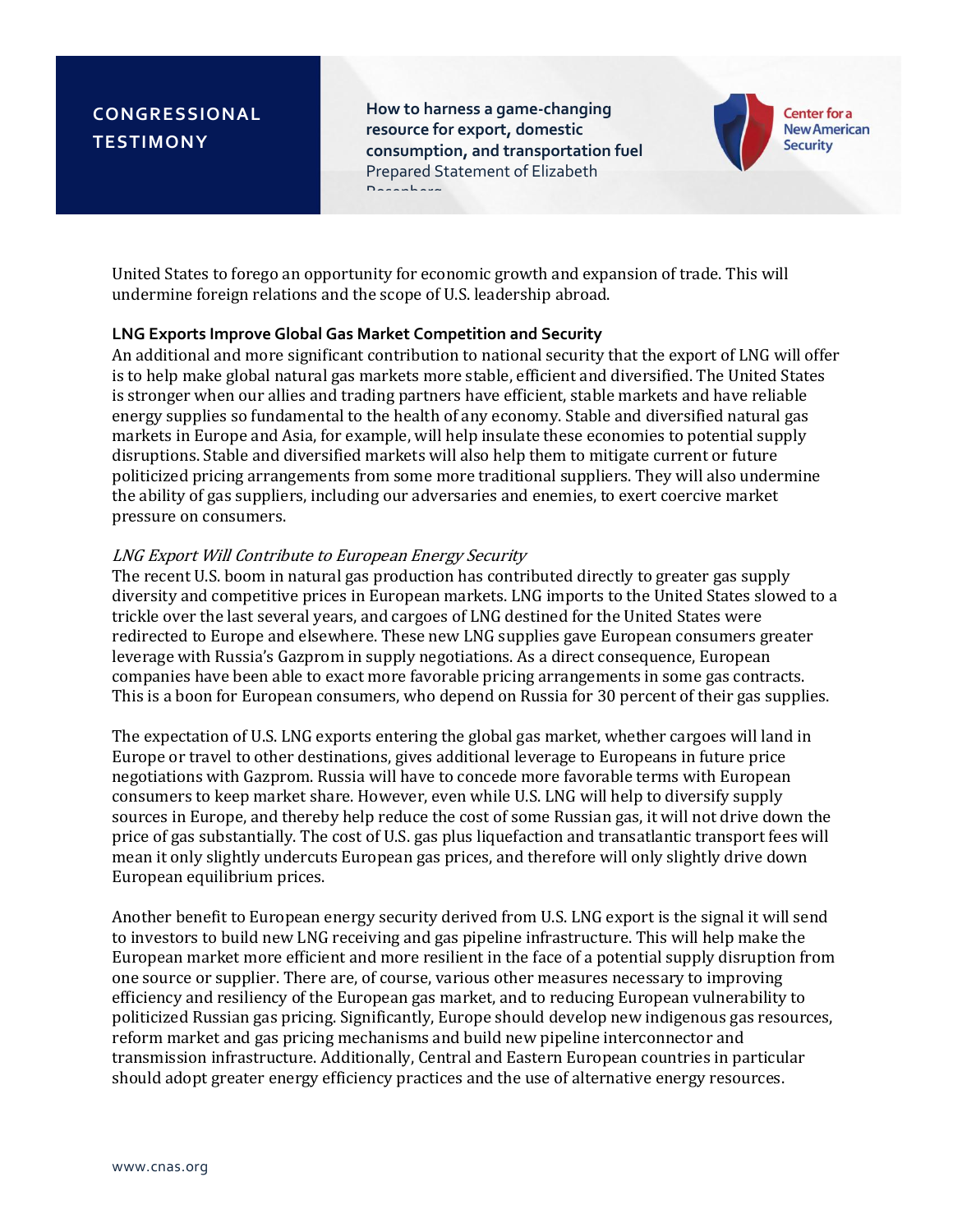United States to forego an opportunity for economic growth and expansion of trade. This will undermine foreign relations and the scope of U.S. leadership abroad.

**LNG Exports Improve Global Gas Market Competition and Security**

An additional and more significant contribution to national security that the export of LNG will offer is to help make global natural gas markets more stable, efficient and diversified. The United States is stronger when our allies and trading partners have efficient, stable markets and have reliable energy supplies so fundamental to the health of any economy. Stable and diversified natural gas markets in Europe and Asia, for example, will help insulate these economies to potential supply disruptions. Stable and diversified markets will also help them to mitigate current or future politicized pricing arrangements from some more traditional suppliers. They will also undermine the ability of gas suppliers, including our adversaries and enemies, to exert coercive market pressure on consumers.

*LNG Export Will Contribute to European Energy Security*

The recent U.S. boom in natural gas production has contributed directly to greater gas supply diversity and competitive prices in European markets. LNG imports to the United States slowed to a trickle over the last several years, and cargoes of LNG destined for the United States were redirected to Europe and elsewhere. These new LNG supplies gave European consumers greater leverage with Russia's Gazprom in supply negotiations. As a direct consequence, European companies have been able to exact more favorable pricing arrangements in some gas contracts. This is a boon for European consumers, who depend on Russia for 30 percent of their gas supplies.

The expectation of U.S. LNG exports entering the global gas market, whether cargoes will land in Europe or travel to other destinations, gives additional leverage to Europeans in future price negotiations with Gazprom. Russia will have to concede more favorable terms with European consumers to keep market share. However, even while U.S. LNG will help to diversify supply sources in Europe, and thereby help reduce the cost of some Russian gas, it will not drive down the price of gas substantially. The cost of U.S. gas plus liquefaction and transatlantic transport fees will mean it only slightly undercuts European gas prices, and therefore will only slightly drive down European equilibrium prices.

Another benefit to European energy security derived from U.S. LNG export is the signal it will send to investors to build new LNG receiving and gas pipeline infrastructure. This will help make the European market more efficient and more resilient in the face of a potential supply disruption from one source or supplier. There are, of course, various other measures necessary to improving efficiency and resiliency of the European gas market, and to reducing European vulnerability to politicized Russian gas pricing. Significantly, Europe should develop new indigenous gas resources, reform market and gas pricing mechanisms and build new pipeline interconnector and transmission infrastructure. Additionally, Central and Eastern European countries in particular should adopt greater energy efficiency practices and the use of alternative energy resources.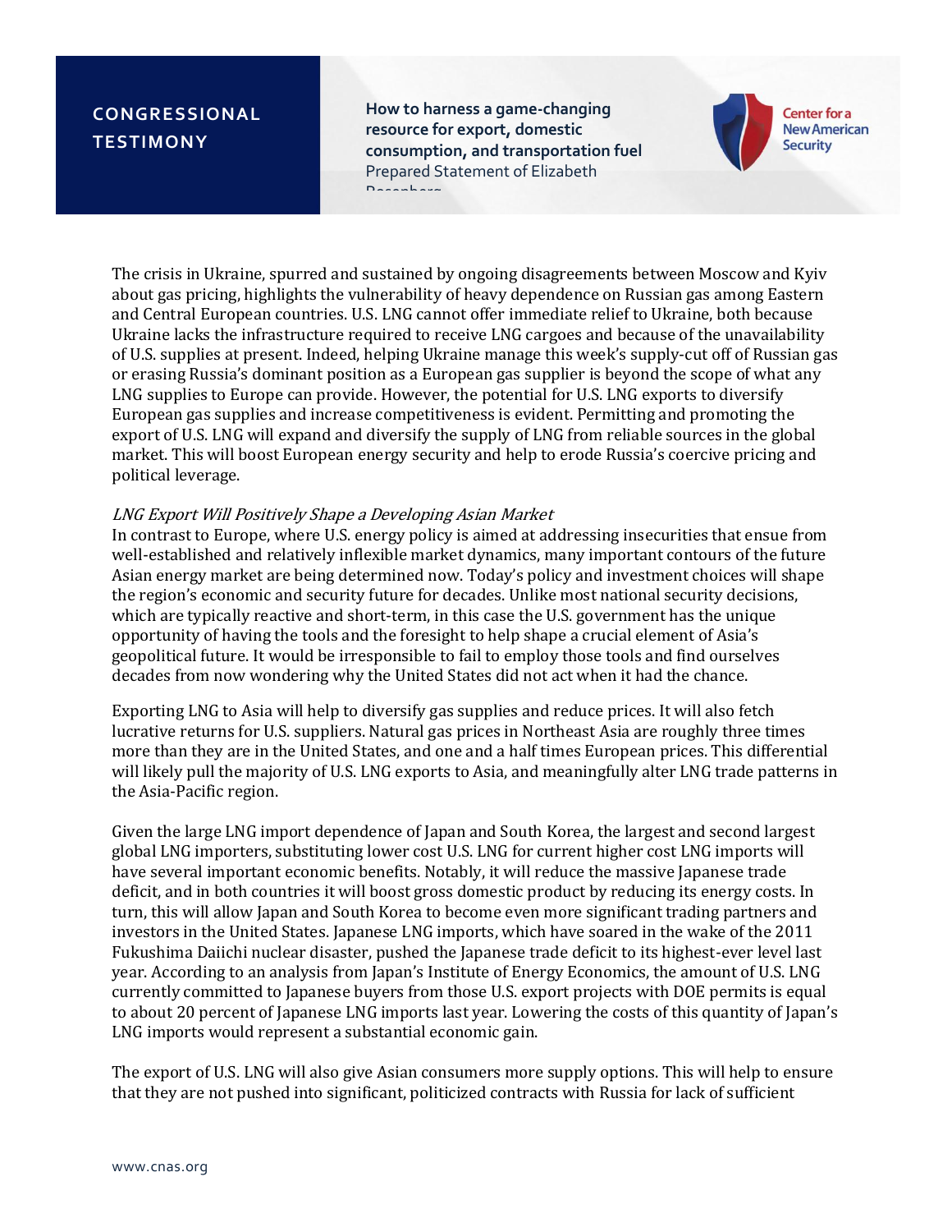The crisis in Ukraine, spurred and sustained by ongoing disagreements between Moscow and Kyiv about gas pricing, highlights the vulnerability of heavy dependence on Russian gas among Eastern and Central European countries. U.S. LNG cannot offer immediate relief to Ukraine, both because Ukraine lacks the infrastructure required to receive LNG cargoes and because of the unavailability of U.S. supplies at present. Indeed, helping Ukraine manage this week's supply-cut off of Russian gas or erasing Russia's dominant position as a European gas supplier is beyond the scope of what any LNG supplies to Europe can provide. However, the potential for U.S. LNG exports to diversify European gas supplies and increase competitiveness is evident. Permitting and promoting the export of U.S. LNG will expand and diversify the supply of LNG from reliable sources in the global market. This will boost European energy security and help to erode Russia's coercive pricing and political leverage.

*LNG Export Will Positively Shape a Developing Asian Market*

In contrast to Europe, where U.S. energy policy is aimed at addressing insecurities that ensue from well-established and relatively inflexible market dynamics, many important contours of the future Asian energy market are being determined now. Today's policy and investment choices will shape the region's economic and security future for decades. Unlike most national security decisions, which are typically reactive and short-term, in this case the U.S. government has the unique opportunity of having the tools and the foresight to help shape a crucial element of Asia's geopolitical future. It would be irresponsible to fail to employ those tools and find ourselves decades from now wondering why the United States did not act when it had the chance.

Exporting LNG to Asia will help to diversify gas supplies and reduce prices. It will also fetch lucrative returns for U.S. suppliers. Natural gas prices in Northeast Asia are roughly three times more than they are in the United States, and one and a half times European prices. This differential will likely pull the majority of U.S. LNG exports to Asia, and meaningfully alter LNG trade patterns in the Asia-Pacific region.

Given the large LNG import dependence of Japan and South Korea, the largest and second largest global LNG importers, substituting lower cost U.S. LNG for current higher cost LNG imports will have several important economic benefits. Notably, it will reduce the massive Japanese trade deficit, and in both countries it will boost gross domestic product by reducing its energy costs. In turn, this will allow Japan and South Korea to become even more significant trading partners and investors in the United States. Japanese LNG imports, which have soared in the wake of the 2011 Fukushima Daiichi nuclear disaster, pushed the Japanese trade deficit to its highest-ever level last year. According to an analysis from Japan's Institute of Energy Economics, the amount of U.S. LNG currently committed to Japanese buyers from those U.S. export projects with DOE permits is equal to about 20 percent of Japanese LNG imports last year. Lowering the costs of this quantity of Japan's LNG imports would represent a substantial economic gain.

The export of U.S. LNG will also give Asian consumers more supply options. This will help to ensure that they are not pushed into significant, politicized contracts with Russia for lack of sufficient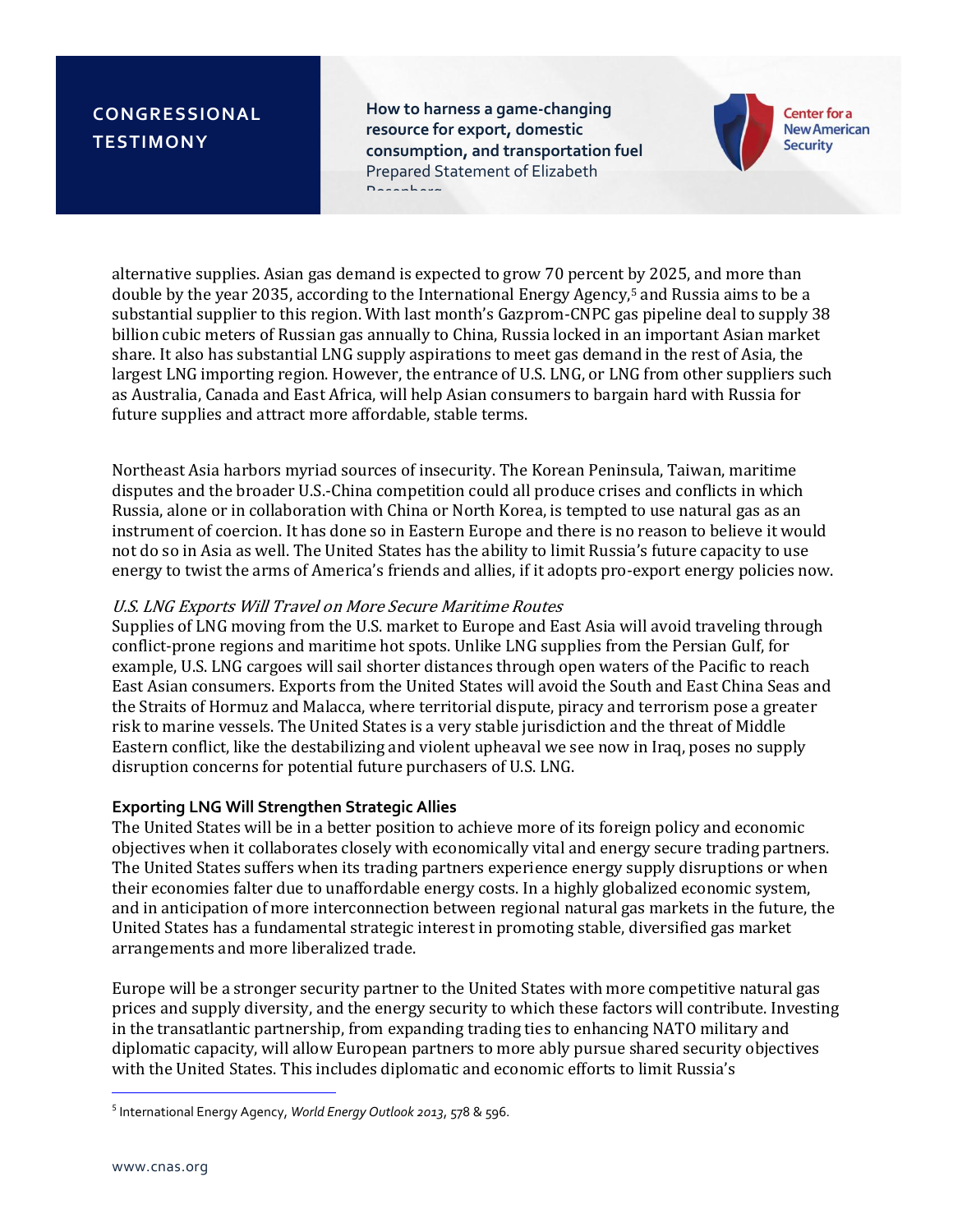alternative supplies. Asian gas demand is expected to grow 70 percent by 2025, and more than double by the year 2035, according to the International Energy Agency,[5] and Russia aims to be a substantial supplier to this region. With last month's Gazprom-CNPC gas pipeline deal to supply 38 billion cubic meters of Russian gas annually to China, Russia locked in an important Asian market share. It also has substantial LNG supply aspirations to meet gas demand in the rest of Asia, the largest LNG importing region. However, the entrance of U.S. LNG, or LNG from other suppliers such as Australia, Canada and East Africa, will help Asian consumers to bargain hard with Russia for future supplies and attract more affordable, stable terms.

Northeast Asia harbors myriad sources of insecurity. The Korean Peninsula, Taiwan, maritime disputes and the broader U.S.-China competition could all produce crises and conflicts in which Russia, alone or in collaboration with China or North Korea, is tempted to use natural gas as an instrument of coercion. It has done so in Eastern Europe and there is no reason to believe it would not do so in Asia as well. The United States has the ability to limit Russia's future capacity to use energy to twist the arms of America's friends and allies, if it adopts pro-export energy policies now.

*U.S. LNG Exports Will Travel on More Secure Maritime Routes*

Supplies of LNG moving from the U.S. market to Europe and East Asia will avoid traveling through conflict-prone regions and maritime hot spots. Unlike LNG supplies from the Persian Gulf, for example, U.S. LNG cargoes will sail shorter distances through open waters of the Pacific to reach East Asian consumers. Exports from the United States will avoid the South and East China Seas and the Straits of Hormuz and Malacca, where territorial dispute, piracy and terrorism pose a greater risk to marine vessels. The United States is a very stable jurisdiction and the threat of Middle Eastern conflict, like the destabilizing and violent upheaval we see now in Iraq, poses no supply disruption concerns for potential future purchasers of U.S. LNG.

**Exporting LNG Will Strengthen Strategic Allies**

The United States will be in a better position to achieve more of its foreign policy and economic objectives when it collaborates closely with economically vital and energy secure trading partners. The United States suffers when its trading partners experience energy supply disruptions or when their economies falter due to unaffordable energy costs. In a highly globalized economic system, and in anticipation of more interconnection between regional natural gas markets in the future, the United States has a fundamental strategic interest in promoting stable, diversified gas market arrangements and more liberalized trade.

Europe will be a stronger security partner to the United States with more competitive natural gas prices and supply diversity, and the energy security to which these factors will contribute. Investing in the transatlantic partnership, from expanding trading ties to enhancing NATO military and diplomatic capacity, will allow European partners to more ably pursue shared security objectives with the United States. This includes diplomatic and economic efforts to limit Russia's

---

[5] International Energy Agency, *World Energy Outlook 2013*, 578 & 596.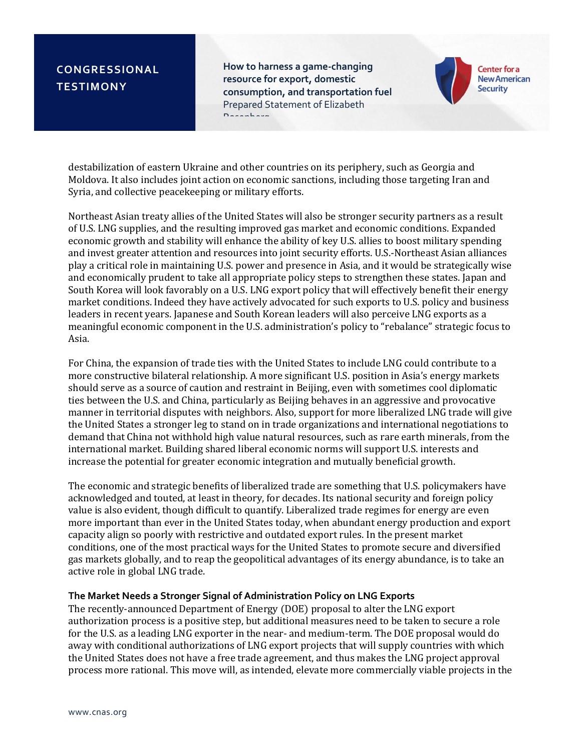destabilization of eastern Ukraine and other countries on its periphery, such as Georgia and Moldova. It also includes joint action on economic sanctions, including those targeting Iran and Syria, and collective peacekeeping or military efforts.

Northeast Asian treaty allies of the United States will also be stronger security partners as a result of U.S. LNG supplies, and the resulting improved gas market and economic conditions. Expanded economic growth and stability will enhance the ability of key U.S. allies to boost military spending and invest greater attention and resources into joint security efforts. U.S.-Northeast Asian alliances play a critical role in maintaining U.S. power and presence in Asia, and it would be strategically wise and economically prudent to take all appropriate policy steps to strengthen these states. Japan and South Korea will look favorably on a U.S. LNG export policy that will effectively benefit their energy market conditions. Indeed they have actively advocated for such exports to U.S. policy and business leaders in recent years. Japanese and South Korean leaders will also perceive LNG exports as a meaningful economic component in the U.S. administration's policy to "rebalance" strategic focus to Asia.

For China, the expansion of trade ties with the United States to include LNG could contribute to a more constructive bilateral relationship. A more significant U.S. position in Asia's energy markets should serve as a source of caution and restraint in Beijing, even with sometimes cool diplomatic ties between the U.S. and China, particularly as Beijing behaves in an aggressive and provocative manner in territorial disputes with neighbors. Also, support for more liberalized LNG trade will give the United States a stronger leg to stand on in trade organizations and international negotiations to demand that China not withhold high value natural resources, such as rare earth minerals, from the international market. Building shared liberal economic norms will support U.S. interests and increase the potential for greater economic integration and mutually beneficial growth.

The economic and strategic benefits of liberalized trade are something that U.S. policymakers have acknowledged and touted, at least in theory, for decades. Its national security and foreign policy value is also evident, though difficult to quantify. Liberalized trade regimes for energy are even more important than ever in the United States today, when abundant energy production and export capacity align so poorly with restrictive and outdated export rules. In the present market conditions, one of the most practical ways for the United States to promote secure and diversified gas markets globally, and to reap the geopolitical advantages of its energy abundance, is to take an active role in global LNG trade.

**The Market Needs a Stronger Signal of Administration Policy on LNG Exports**

The recently-announced Department of Energy (DOE) proposal to alter the LNG export authorization process is a positive step, but additional measures need to be taken to secure a role for the U.S. as a leading LNG exporter in the near- and medium-term. The DOE proposal would do away with conditional authorizations of LNG export projects that will supply countries with which the United States does not have a free trade agreement, and thus makes the LNG project approval process more rational. This move will, as intended, elevate more commercially viable projects in the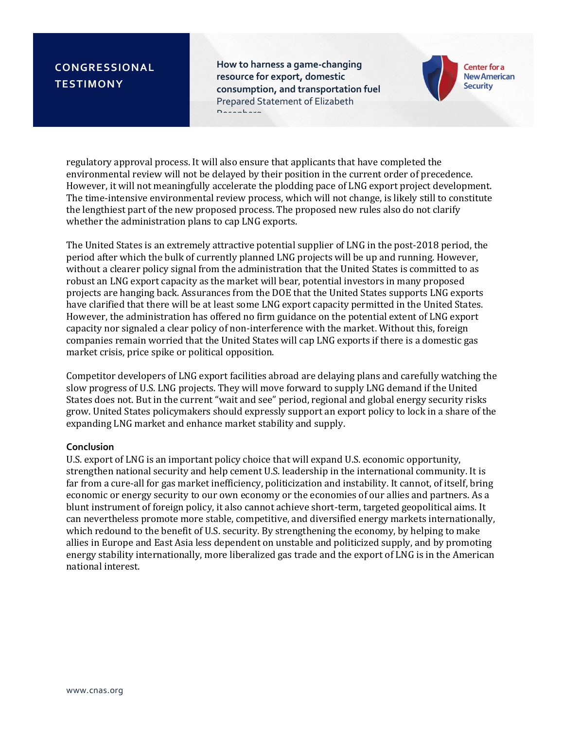regulatory approval process. It will also ensure that applicants that have completed the environmental review will not be delayed by their position in the current order of precedence. However, it will not meaningfully accelerate the plodding pace of LNG export project development. The time-intensive environmental review process, which will not change, is likely still to constitute the lengthiest part of the new proposed process. The proposed new rules also do not clarify whether the administration plans to cap LNG exports.

The United States is an extremely attractive potential supplier of LNG in the post-2018 period, the period after which the bulk of currently planned LNG projects will be up and running. However, without a clearer policy signal from the administration that the United States is committed to as robust an LNG export capacity as the market will bear, potential investors in many proposed projects are hanging back. Assurances from the DOE that the United States supports LNG exports have clarified that there will be at least some LNG export capacity permitted in the United States. However, the administration has offered no firm guidance on the potential extent of LNG export capacity nor signaled a clear policy of non-interference with the market. Without this, foreign companies remain worried that the United States will cap LNG exports if there is a domestic gas market crisis, price spike or political opposition.

Competitor developers of LNG export facilities abroad are delaying plans and carefully watching the slow progress of U.S. LNG projects. They will move forward to supply LNG demand if the United States does not. But in the current "wait and see" period, regional and global energy security risks grow. United States policymakers should expressly support an export policy to lock in a share of the expanding LNG market and enhance market stability and supply.

**Conclusion**

U.S. export of LNG is an important policy choice that will expand U.S. economic opportunity, strengthen national security and help cement U.S. leadership in the international community. It is far from a cure-all for gas market inefficiency, politicization and instability. It cannot, of itself, bring economic or energy security to our own economy or the economies of our allies and partners. As a blunt instrument of foreign policy, it also cannot achieve short-term, targeted geopolitical aims. It can nevertheless promote more stable, competitive, and diversified energy markets internationally, which redound to the benefit of U.S. security. By strengthening the economy, by helping to make allies in Europe and East Asia less dependent on unstable and politicized supply, and by promoting energy stability internationally, more liberalized gas trade and the export of LNG is in the American national interest.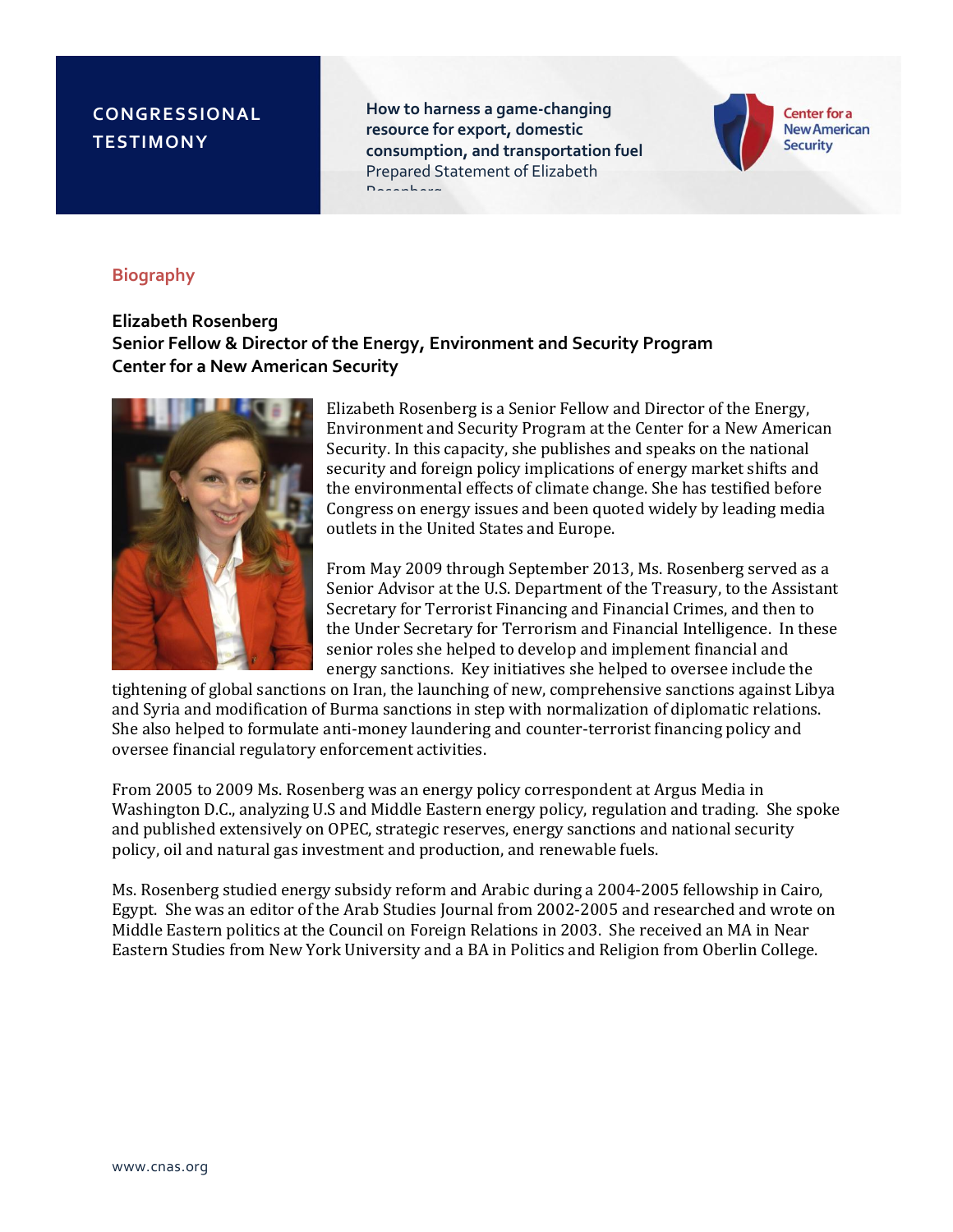## Biography

**Elizabeth Rosenberg**
**Senior Fellow & Director of the Energy, Environment and Security Program**
**Center for a New American Security**

Elizabeth Rosenberg is a Senior Fellow and Director of the Energy, Environment and Security Program at the Center for a New American Security. In this capacity, she publishes and speaks on the national security and foreign policy implications of energy market shifts and the environmental effects of climate change. She has testified before Congress on energy issues and been quoted widely by leading media outlets in the United States and Europe.

From May 2009 through September 2013, Ms. Rosenberg served as a Senior Advisor at the U.S. Department of the Treasury, to the Assistant Secretary for Terrorist Financing and Financial Crimes, and then to the Under Secretary for Terrorism and Financial Intelligence. In these senior roles she helped to develop and implement financial and energy sanctions. Key initiatives she helped to oversee include the tightening of global sanctions on Iran, the launching of new, comprehensive sanctions against Libya and Syria and modification of Burma sanctions in step with normalization of diplomatic relations. She also helped to formulate anti-money laundering and counter-terrorist financing policy and oversee financial regulatory enforcement activities.

From 2005 to 2009 Ms. Rosenberg was an energy policy correspondent at Argus Media in Washington D.C., analyzing U.S and Middle Eastern energy policy, regulation and trading. She spoke and published extensively on OPEC, strategic reserves, energy sanctions and national security policy, oil and natural gas investment and production, and renewable fuels.

Ms. Rosenberg studied energy subsidy reform and Arabic during a 2004-2005 fellowship in Cairo, Egypt. She was an editor of the Arab Studies Journal from 2002-2005 and researched and wrote on Middle Eastern politics at the Council on Foreign Relations in 2003. She received an MA in Near Eastern Studies from New York University and a BA in Politics and Religion from Oberlin College.